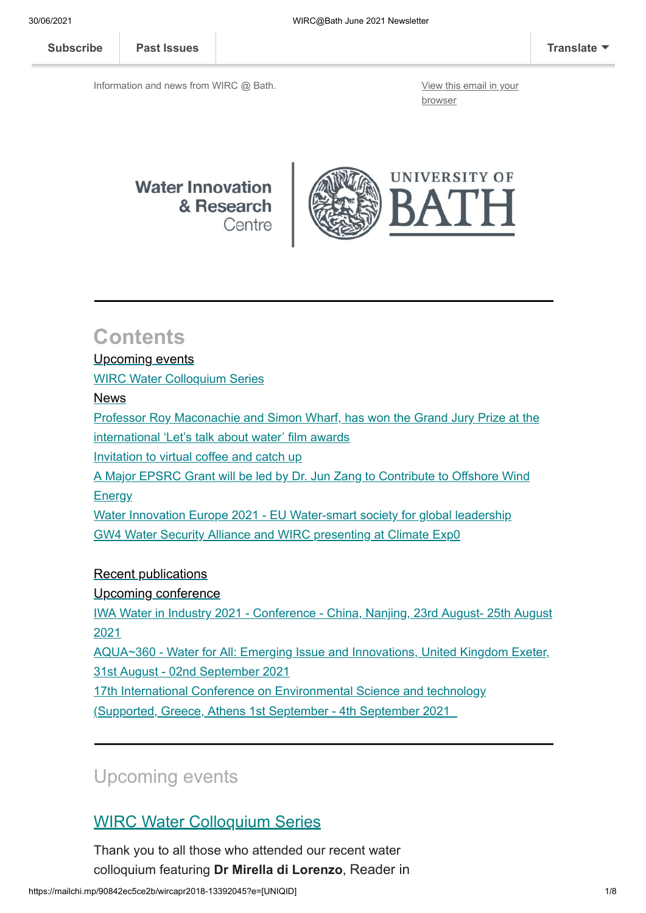Subscribe | Past Issues | Translate

Information and news from WIRC @ Bath.

View this email in your browser

Water Innovation & Research Centre | UNIVERSITY OF BATH

# Contents

Upcoming events

WIRC Water Colloquium Series

News

Professor Roy Maconachie and Simon Wharf, has won the Grand Jury Prize at the international 'Let's talk about water' film awards

Invitation to virtual coffee and catch up

A Major EPSRC Grant will be led by Dr. Jun Zang to Contribute to Offshore Wind Energy

Water Innovation Europe 2021 - EU Water-smart society for global leadership

GW4 Water Security Alliance and WIRC presenting at Climate Exp0

Recent publications

Upcoming conference

IWA Water in Industry 2021 - Conference - China, Nanjing, 23rd August- 25th August 2021

AQUA~360 - Water for All: Emerging Issue and Innovations, United Kingdom Exeter, 31st August - 02nd September 2021

17th International Conference on Environmental Science and technology (Supported, Greece, Athens 1st September - 4th September 2021

## Upcoming events

### WIRC Water Colloquium Series

Thank you to all those who attended our recent water colloquium featuring **Dr Mirella di Lorenzo**, Reader in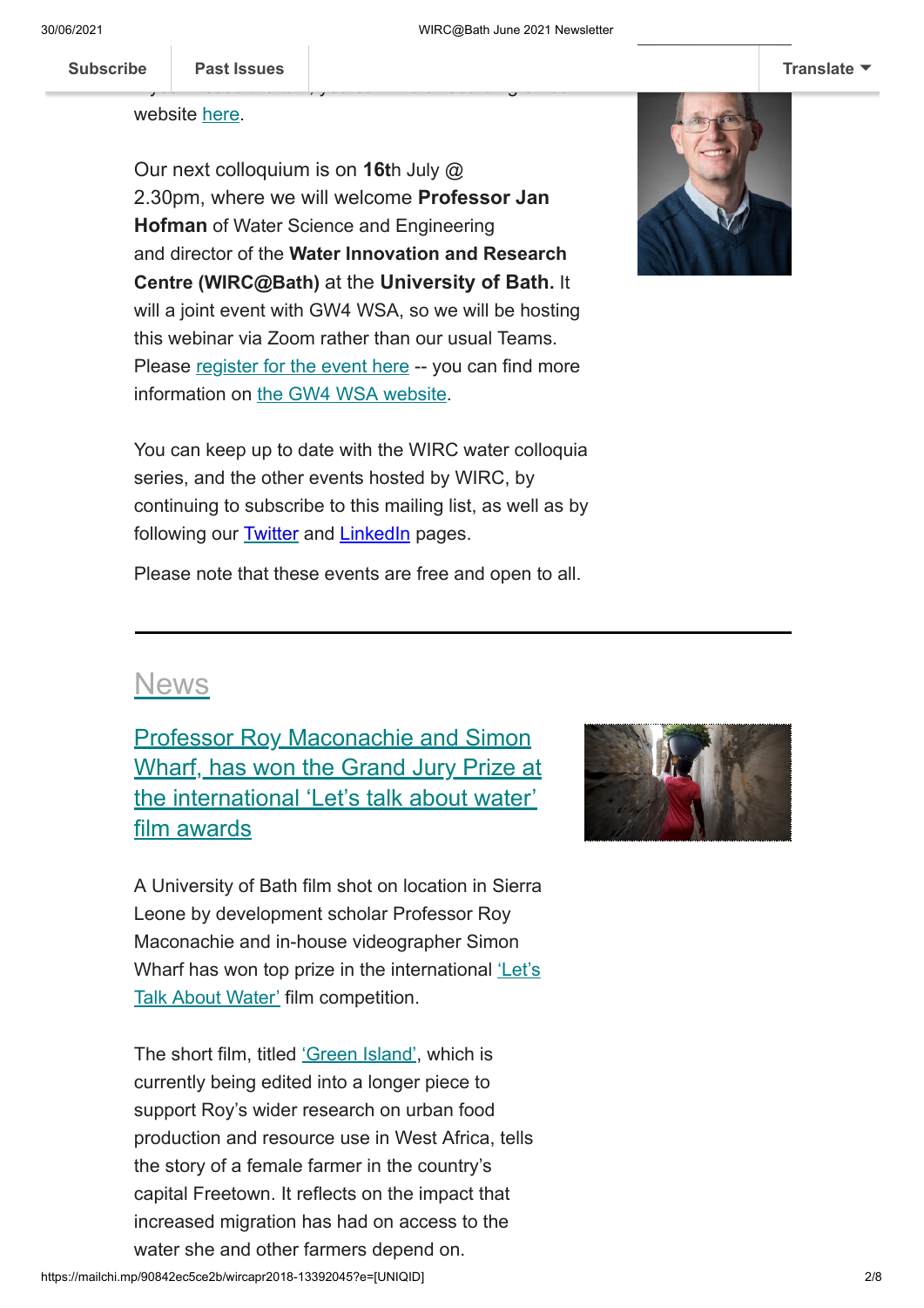website here.

Our next colloquium is on **16t**h July @ 2.30pm, where we will welcome **Professor Jan Hofman** of Water Science and Engineering and director of the **Water Innovation and Research Centre (WIRC@Bath)** at the **University of Bath.** It will a joint event with GW4 WSA, so we will be hosting this webinar via Zoom rather than our usual Teams. Please register for the event here -- you can find more information on the GW4 WSA website.

You can keep up to date with the WIRC water colloquia series, and the other events hosted by WIRC, by continuing to subscribe to this mailing list, as well as by following our Twitter and LinkedIn pages.

Please note that these events are free and open to all.

---

## News

### Professor Roy Maconachie and Simon Wharf, has won the Grand Jury Prize at the international 'Let's talk about water' film awards

A University of Bath film shot on location in Sierra Leone by development scholar Professor Roy Maconachie and in-house videographer Simon Wharf has won top prize in the international 'Let's Talk About Water' film competition.

The short film, titled 'Green Island', which is currently being edited into a longer piece to support Roy's wider research on urban food production and resource use in West Africa, tells the story of a female farmer in the country's capital Freetown. It reflects on the impact that increased migration has had on access to the water she and other farmers depend on.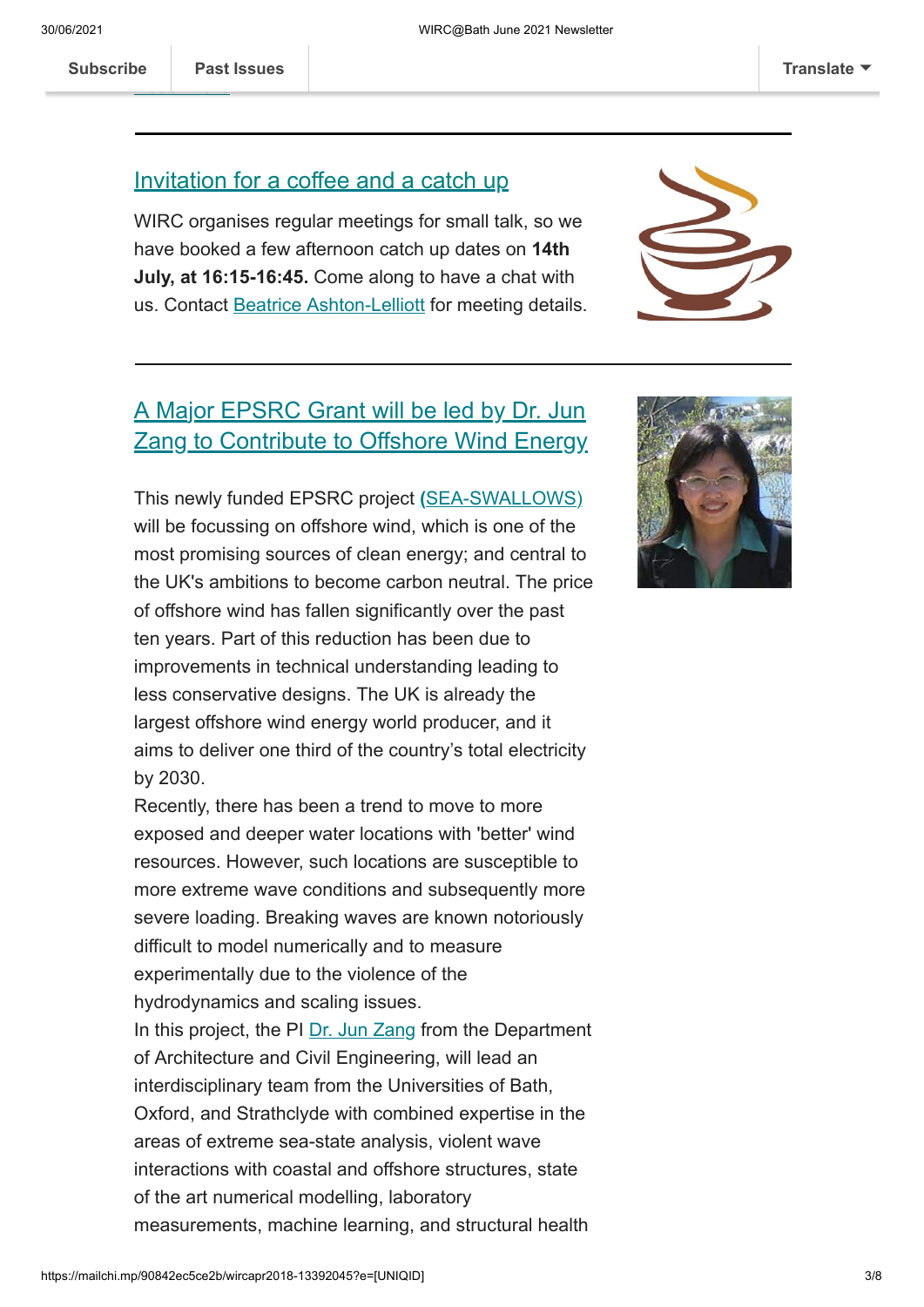## Invitation for a coffee and a catch up

WIRC organises regular meetings for small talk, so we have booked a few afternoon catch up dates on **14th July, at 16:15-16:45.** Come along to have a chat with us. Contact Beatrice Ashton-Lelliott for meeting details.

## A Major EPSRC Grant will be led by Dr. Jun Zang to Contribute to Offshore Wind Energy

This newly funded EPSRC project **(**SEA-SWALLOWS) will be focussing on offshore wind, which is one of the most promising sources of clean energy; and central to the UK's ambitions to become carbon neutral. The price of offshore wind has fallen significantly over the past ten years. Part of this reduction has been due to improvements in technical understanding leading to less conservative designs. The UK is already the largest offshore wind energy world producer, and it aims to deliver one third of the country's total electricity by 2030.

Recently, there has been a trend to move to more exposed and deeper water locations with 'better' wind resources. However, such locations are susceptible to more extreme wave conditions and subsequently more severe loading. Breaking waves are known notoriously difficult to model numerically and to measure experimentally due to the violence of the hydrodynamics and scaling issues.

In this project, the PI Dr. Jun Zang from the Department of Architecture and Civil Engineering, will lead an interdisciplinary team from the Universities of Bath, Oxford, and Strathclyde with combined expertise in the areas of extreme sea-state analysis, violent wave interactions with coastal and offshore structures, state of the art numerical modelling, laboratory measurements, machine learning, and structural health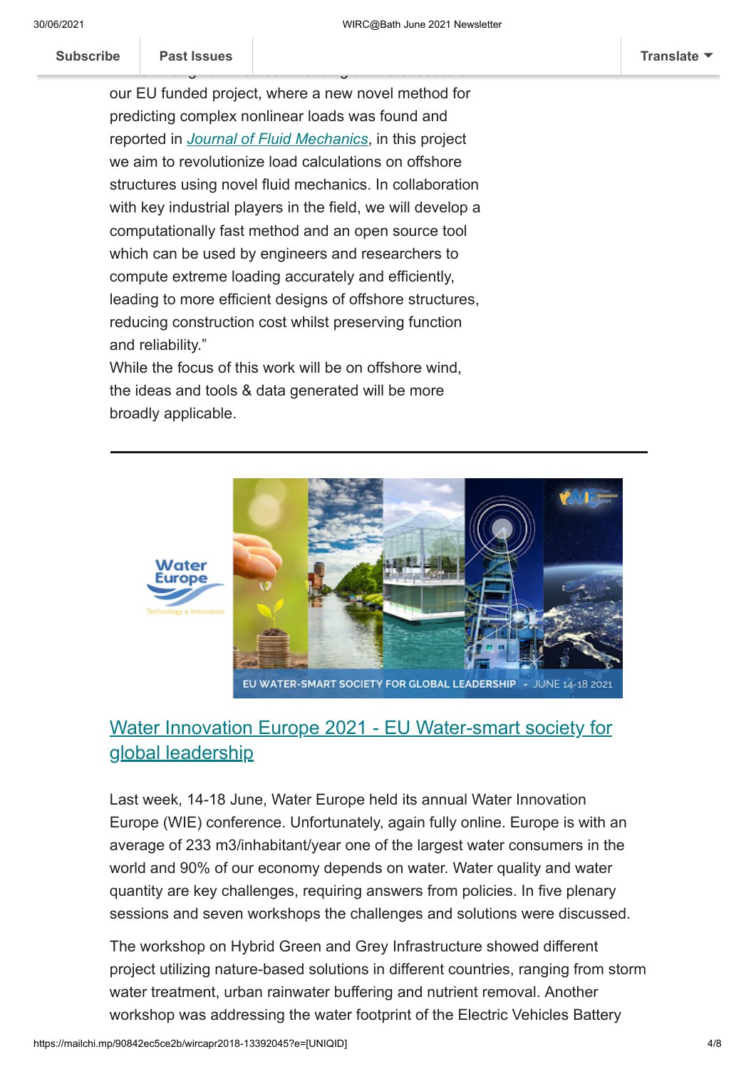our EU funded project, where a new novel method for predicting complex nonlinear loads was found and reported in *Journal of Fluid Mechanics*, in this project we aim to revolutionize load calculations on offshore structures using novel fluid mechanics. In collaboration with key industrial players in the field, we will develop a computationally fast method and an open source tool which can be used by engineers and researchers to compute extreme loading accurately and efficiently, leading to more efficient designs of offshore structures, reducing construction cost whilst preserving function and reliability."

While the focus of this work will be on offshore wind, the ideas and tools & data generated will be more broadly applicable.

---

## Water Innovation Europe 2021 - EU Water-smart society for global leadership

Last week, 14-18 June, Water Europe held its annual Water Innovation Europe (WIE) conference. Unfortunately, again fully online. Europe is with an average of 233 m3/inhabitant/year one of the largest water consumers in the world and 90% of our economy depends on water. Water quality and water quantity are key challenges, requiring answers from policies. In five plenary sessions and seven workshops the challenges and solutions were discussed.

The workshop on Hybrid Green and Grey Infrastructure showed different project utilizing nature-based solutions in different countries, ranging from storm water treatment, urban rainwater buffering and nutrient removal. Another workshop was addressing the water footprint of the Electric Vehicles Battery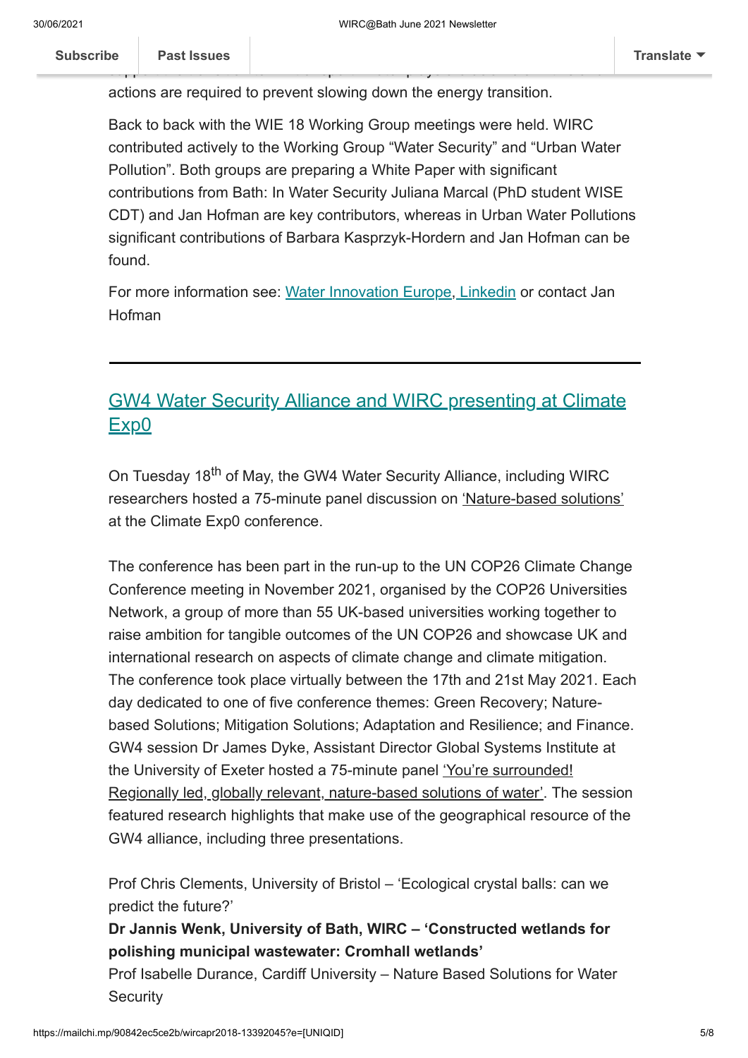actions are required to prevent slowing down the energy transition.

Back to back with the WIE 18 Working Group meetings were held. WIRC contributed actively to the Working Group "Water Security" and "Urban Water Pollution". Both groups are preparing a White Paper with significant contributions from Bath: In Water Security Juliana Marcal (PhD student WISE CDT) and Jan Hofman are key contributors, whereas in Urban Water Pollutions significant contributions of Barbara Kasprzyk-Hordern and Jan Hofman can be found.

For more information see: Water Innovation Europe, Linkedin or contact Jan Hofman

---

## GW4 Water Security Alliance and WIRC presenting at Climate Exp0

On Tuesday 18th of May, the GW4 Water Security Alliance, including WIRC researchers hosted a 75-minute panel discussion on 'Nature-based solutions' at the Climate Exp0 conference.

The conference has been part in the run-up to the UN COP26 Climate Change Conference meeting in November 2021, organised by the COP26 Universities Network, a group of more than 55 UK-based universities working together to raise ambition for tangible outcomes of the UN COP26 and showcase UK and international research on aspects of climate change and climate mitigation. The conference took place virtually between the 17th and 21st May 2021. Each day dedicated to one of five conference themes: Green Recovery; Nature-based Solutions; Mitigation Solutions; Adaptation and Resilience; and Finance. GW4 session Dr James Dyke, Assistant Director Global Systems Institute at the University of Exeter hosted a 75-minute panel 'You're surrounded! Regionally led, globally relevant, nature-based solutions of water'. The session featured research highlights that make use of the geographical resource of the GW4 alliance, including three presentations.

Prof Chris Clements, University of Bristol – 'Ecological crystal balls: can we predict the future?'
**Dr Jannis Wenk, University of Bath, WIRC – 'Constructed wetlands for polishing municipal wastewater: Cromhall wetlands'**
Prof Isabelle Durance, Cardiff University – Nature Based Solutions for Water Security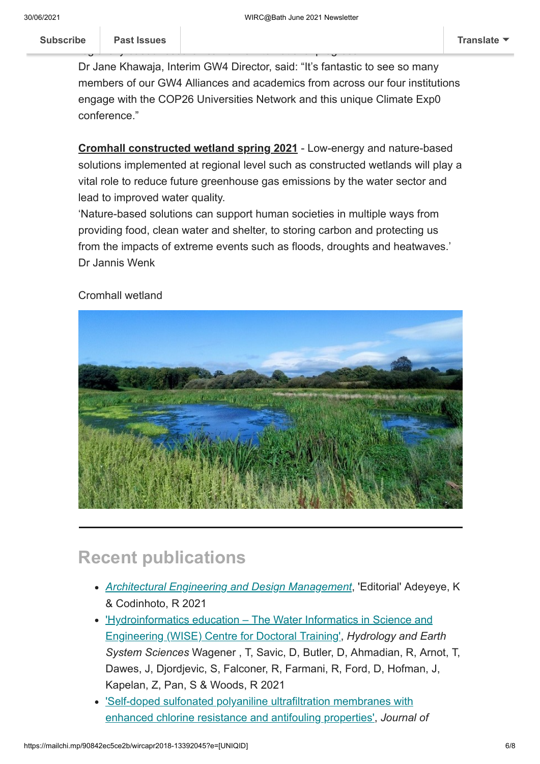Dr Jane Khawaja, Interim GW4 Director, said: “It’s fantastic to see so many members of our GW4 Alliances and academics from across our four institutions engage with the COP26 Universities Network and this unique Climate Exp0 conference.”

**Cromhall constructed wetland spring 2021** - Low-energy and nature-based solutions implemented at regional level such as constructed wetlands will play a vital role to reduce future greenhouse gas emissions by the water sector and lead to improved water quality.

‘Nature-based solutions can support human societies in multiple ways from providing food, clean water and shelter, to storing carbon and protecting us from the impacts of extreme events such as floods, droughts and heatwaves.’ Dr Jannis Wenk

Cromhall wetland

---

## Recent publications

- *Architectural Engineering and Design Management*, 'Editorial' Adeyeye, K & Codinhoto, R 2021
- 'Hydroinformatics education – The Water Informatics in Science and Engineering (WISE) Centre for Doctoral Training', *Hydrology and Earth System Sciences* Wagener , T, Savic, D, Butler, D, Ahmadian, R, Arnot, T, Dawes, J, Djordjevic, S, Falconer, R, Farmani, R, Ford, D, Hofman, J, Kapelan, Z, Pan, S & Woods, R 2021
- 'Self-doped sulfonated polyaniline ultrafiltration membranes with enhanced chlorine resistance and antifouling properties', *Journal of*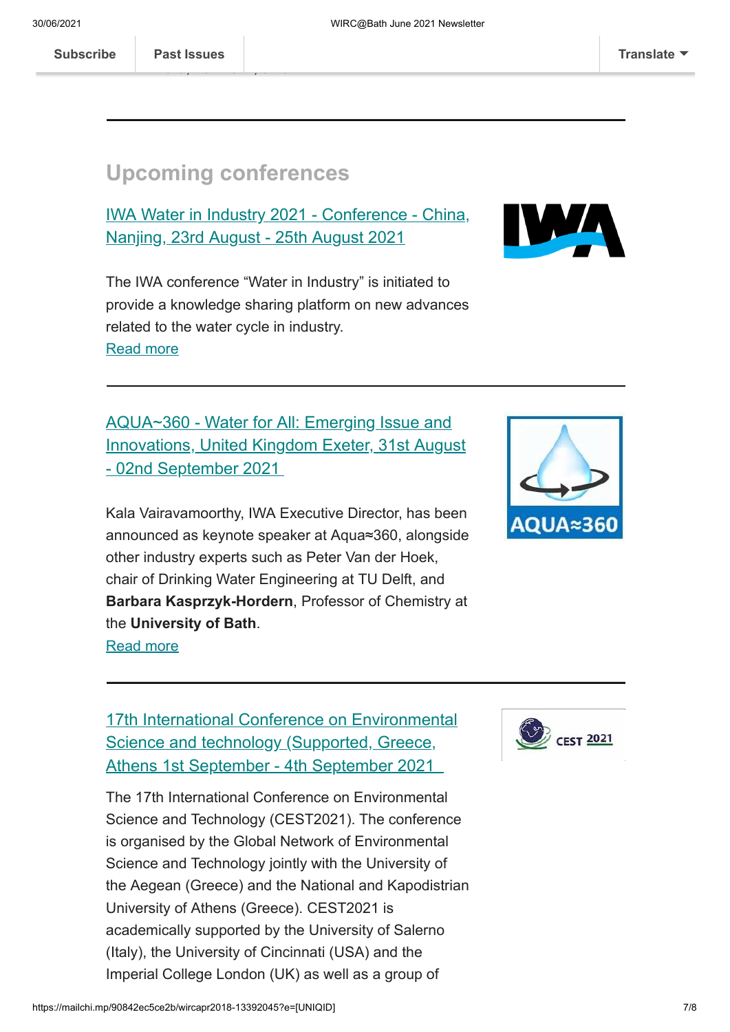## Upcoming conferences

[IWA Water in Industry 2021 - Conference - China, Nanjing, 23rd August - 25th August 2021]

The IWA conference “Water in Industry” is initiated to provide a knowledge sharing platform on new advances related to the water cycle in industry.
[Read more]

---

[AQUA~360 - Water for All: Emerging Issue and Innovations, United Kingdom Exeter, 31st August - 02nd September 2021]

Kala Vairavamoorthy, IWA Executive Director, has been announced as keynote speaker at Aqua≈360, alongside other industry experts such as Peter Van der Hoek, chair of Drinking Water Engineering at TU Delft, and **Barbara Kasprzyk-Hordern**, Professor of Chemistry at the **University of Bath**.
[Read more]

---

[17th International Conference on Environmental Science and technology (Supported, Greece, Athens 1st September - 4th September 2021]

The 17th International Conference on Environmental Science and Technology (CEST2021). The conference is organised by the Global Network of Environmental Science and Technology jointly with the University of the Aegean (Greece) and the National and Kapodistrian University of Athens (Greece). CEST2021 is academically supported by the University of Salerno (Italy), the University of Cincinnati (USA) and the Imperial College London (UK) as well as a group of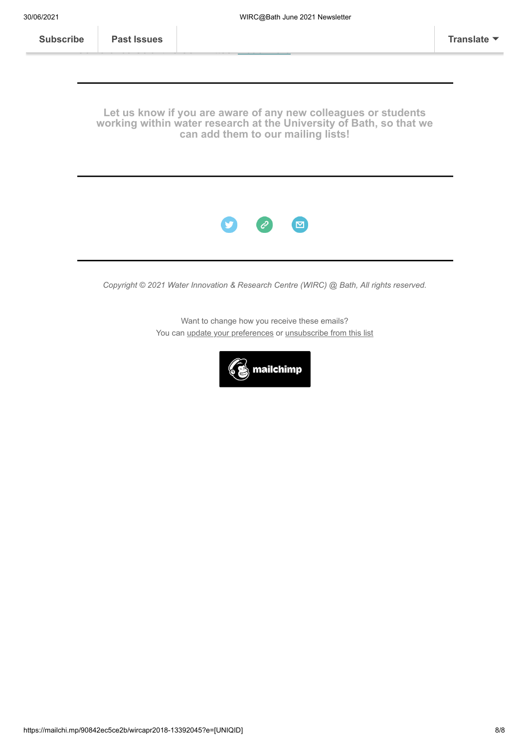**Let us know if you are aware of any new colleagues or students working within water research at the University of Bath, so that we can add them to our mailing lists!**

---

*Copyright © 2021 Water Innovation & Research Centre (WIRC) @ Bath, All rights reserved.*

Want to change how you receive these emails?
You can update your preferences or unsubscribe from this list